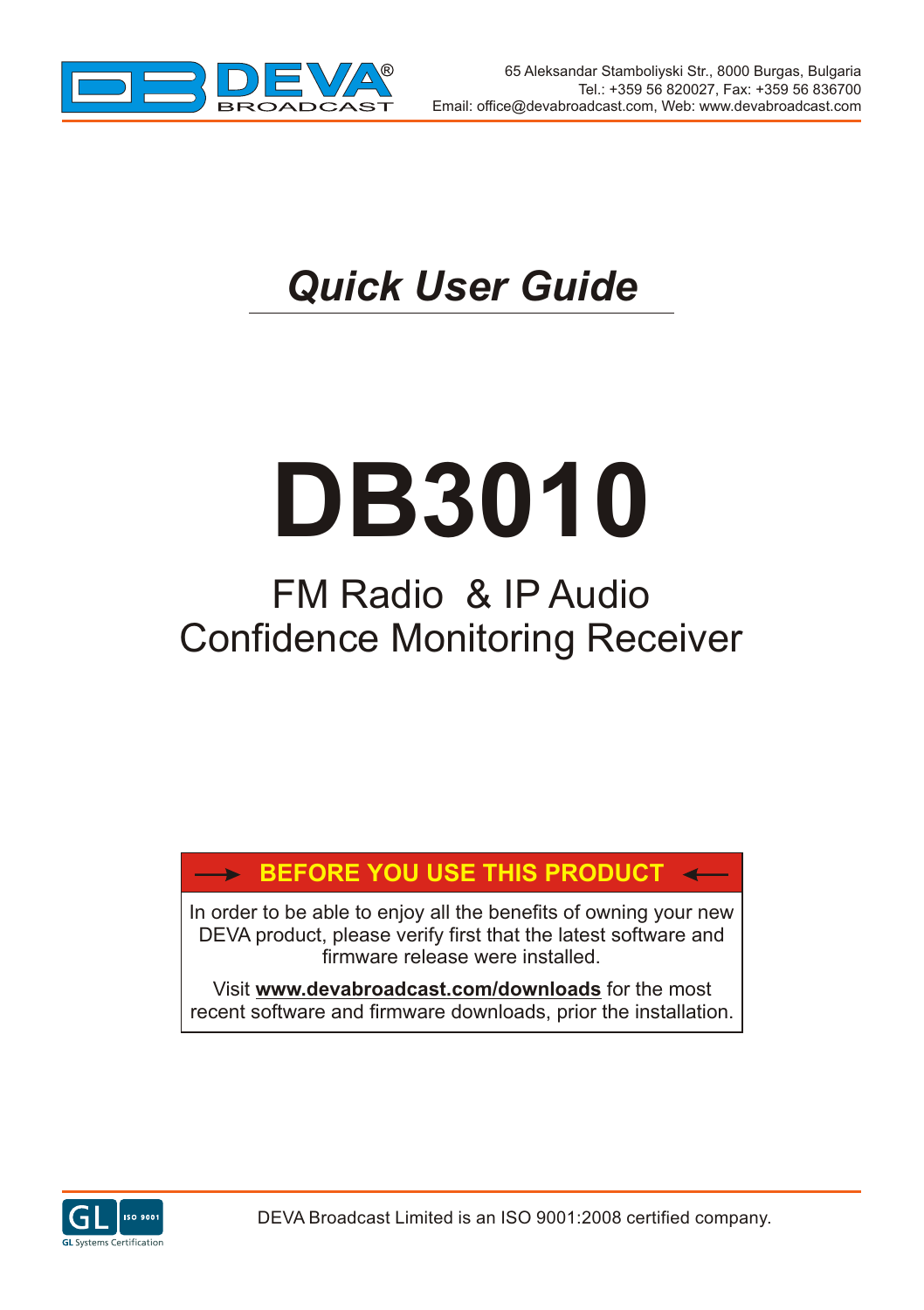65 Aleksandar Stamboliyski Str., 8000 Burgas, Bulgaria
Tel.: +359 56 820027, Fax: +359 56 836700
Email: office@devabroadcast.com, Web: www.devabroadcast.com

# *Quick User Guide*

# DB3010

## FM Radio & IP Audio Confidence Monitoring Receiver

**BEFORE YOU USE THIS PRODUCT**

In order to be able to enjoy all the benefits of owning your new DEVA product, please verify first that the latest software and firmware release were installed.

Visit **www.devabroadcast.com/downloads** for the most recent software and firmware downloads, prior the installation.

DEVA Broadcast Limited is an ISO 9001:2008 certified company.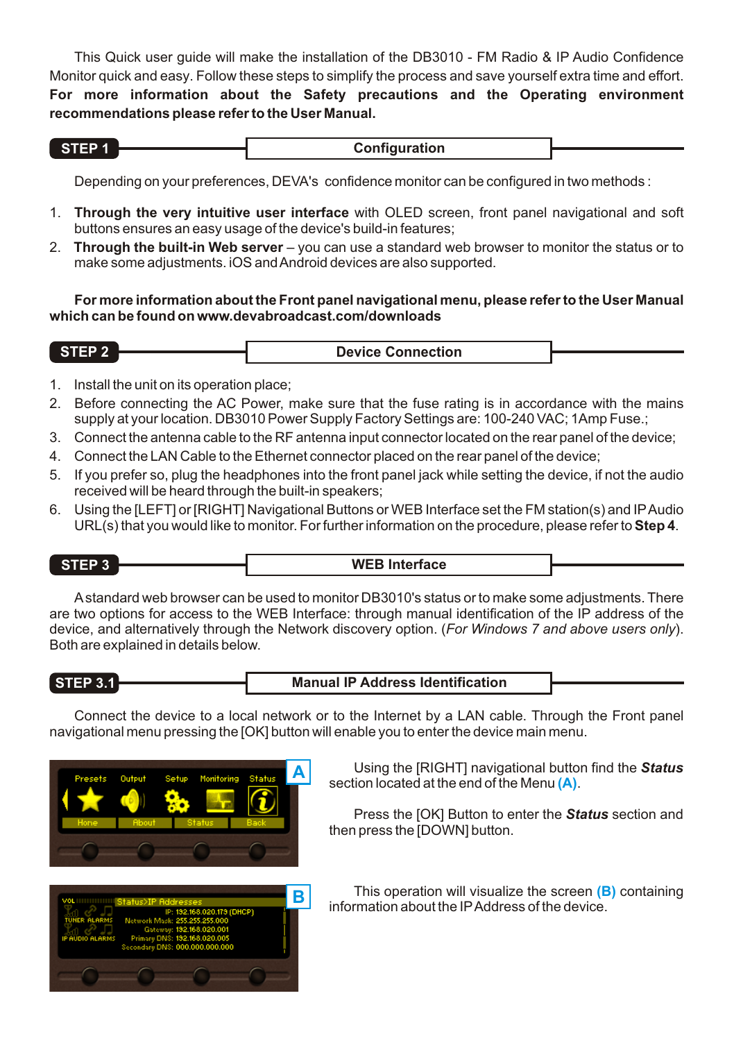This Quick user guide will make the installation of the DB3010 - FM Radio & IP Audio Confidence Monitor quick and easy. Follow these steps to simplify the process and save yourself extra time and effort. **For more information about the Safety precautions and the Operating environment recommendations please refer to the User Manual.**

## STEP 1 — Configuration

Depending on your preferences, DEVA's confidence monitor can be configured in two methods :

1. **Through the very intuitive user interface** with OLED screen, front panel navigational and soft buttons ensures an easy usage of the device's build-in features;
2. **Through the built-in Web server** – you can use a standard web browser to monitor the status or to make some adjustments. iOS and Android devices are also supported.

**For more information about the Front panel navigational menu, please refer to the User Manual which can be found on www.devabroadcast.com/downloads**

## STEP 2 — Device Connection

1. Install the unit on its operation place;
2. Before connecting the AC Power, make sure that the fuse rating is in accordance with the mains supply at your location. DB3010 Power Supply Factory Settings are: 100-240 VAC; 1Amp Fuse.;
3. Connect the antenna cable to the RF antenna input connector located on the rear panel of the device;
4. Connect the LAN Cable to the Ethernet connector placed on the rear panel of the device;
5. If you prefer so, plug the headphones into the front panel jack while setting the device, if not the audio received will be heard through the built-in speakers;
6. Using the [LEFT] or [RIGHT] Navigational Buttons or WEB Interface set the FM station(s) and IP Audio URL(s) that you would like to monitor. For further information on the procedure, please refer to **Step 4**.

## STEP 3 — WEB Interface

A standard web browser can be used to monitor DB3010's status or to make some adjustments. There are two options for access to the WEB Interface: through manual identification of the IP address of the device, and alternatively through the Network discovery option. (*For Windows 7 and above users only*). Both are explained in details below.

### STEP 3.1 — Manual IP Address Identification

Connect the device to a local network or to the Internet by a LAN cable. Through the Front panel navigational menu pressing the [OK] button will enable you to enter the device main menu.

Using the [RIGHT] navigational button find the ***Status*** section located at the end of the Menu **(A)**.

Press the [OK] Button to enter the ***Status*** section and then press the [DOWN] button.

This operation will visualize the screen **(B)** containing information about the IP Address of the device.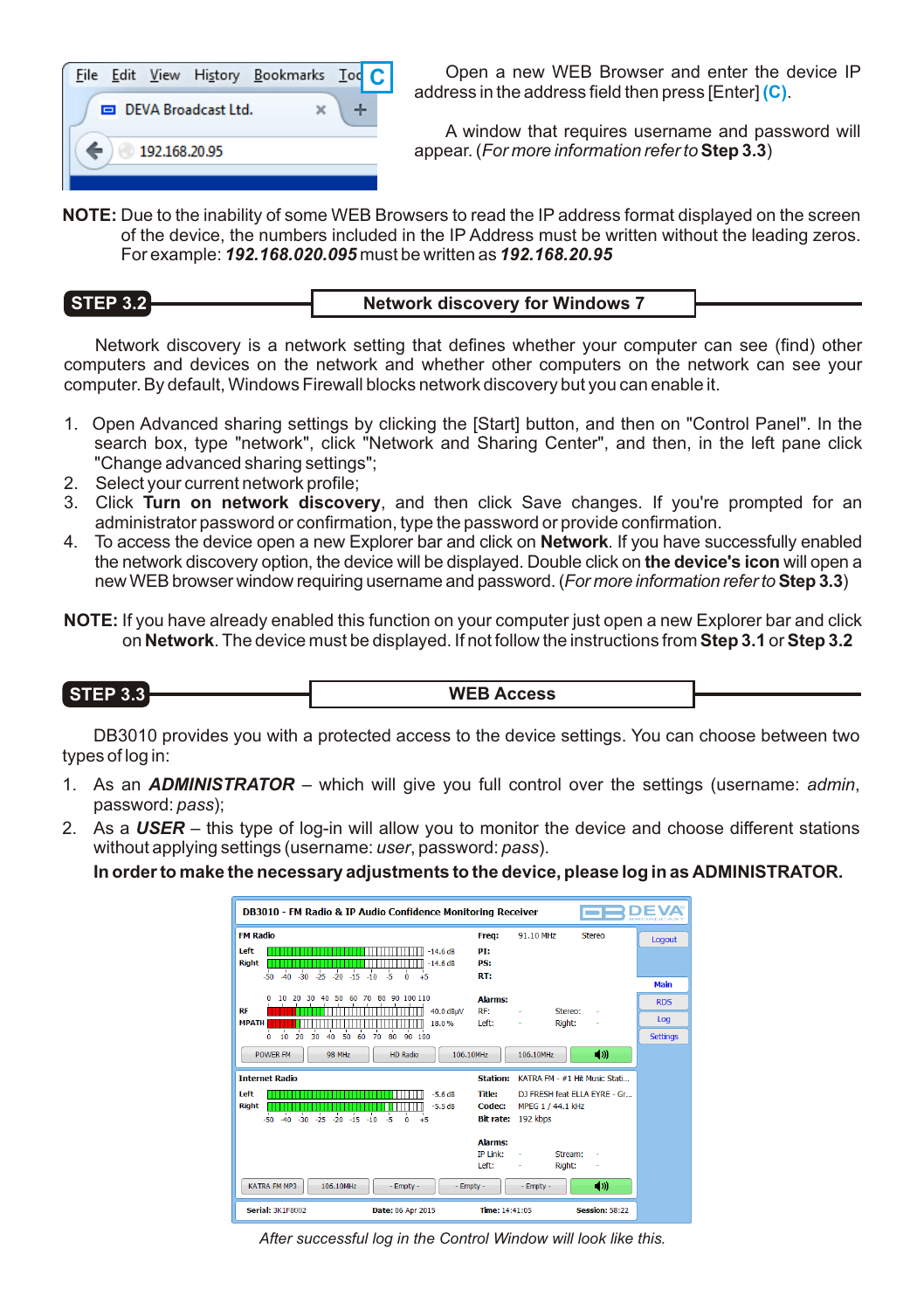Open a new WEB Browser and enter the device IP address in the address field then press [Enter] **(C)**.

A window that requires username and password will appear. (*For more information refer to* **Step 3.3**)

**NOTE:** Due to the inability of some WEB Browsers to read the IP address format displayed on the screen of the device, the numbers included in the IP Address must be written without the leading zeros. For example: ***192.168.020.095*** must be written as ***192.168.20.95***

## STEP 3.2 — Network discovery for Windows 7

Network discovery is a network setting that defines whether your computer can see (find) other computers and devices on the network and whether other computers on the network can see your computer. By default, Windows Firewall blocks network discovery but you can enable it.

1. Open Advanced sharing settings by clicking the [Start] button, and then on "Control Panel". In the search box, type "network", click "Network and Sharing Center", and then, in the left pane click "Change advanced sharing settings";
2. Select your current network profile;
3. Click **Turn on network discovery**, and then click Save changes. If you're prompted for an administrator password or confirmation, type the password or provide confirmation.
4. To access the device open a new Explorer bar and click on **Network**. If you have successfully enabled the network discovery option, the device will be displayed. Double click on **the device's icon** will open a new WEB browser window requiring username and password. (*For more information refer to* **Step 3.3**)

**NOTE:** If you have already enabled this function on your computer just open a new Explorer bar and click on **Network**. The device must be displayed. If not follow the instructions from **Step 3.1** or **Step 3.2**

## STEP 3.3 — WEB Access

DB3010 provides you with a protected access to the device settings. You can choose between two types of log in:

1. As an ***ADMINISTRATOR*** – which will give you full control over the settings (username: *admin*, password: *pass*);
2. As a ***USER*** – this type of log-in will allow you to monitor the device and choose different stations without applying settings (username: *user*, password: *pass*).

**In order to make the necessary adjustments to the device, please log in as ADMINISTRATOR.**

*After successful log in the Control Window will look like this.*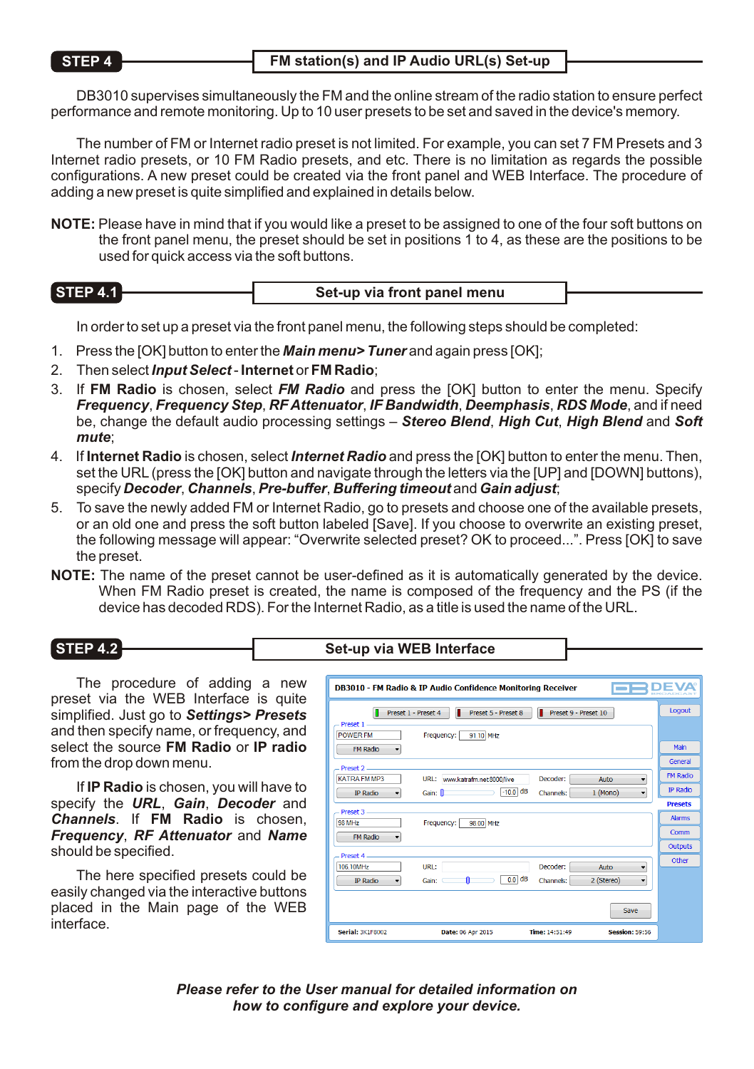## STEP 4 — FM station(s) and IP Audio URL(s) Set-up

DB3010 supervises simultaneously the FM and the online stream of the radio station to ensure perfect performance and remote monitoring. Up to 10 user presets to be set and saved in the device's memory.

The number of FM or Internet radio preset is not limited. For example, you can set 7 FM Presets and 3 Internet radio presets, or 10 FM Radio presets, and etc. There is no limitation as regards the possible configurations. A new preset could be created via the front panel and WEB Interface. The procedure of adding a new preset is quite simplified and explained in details below.

**NOTE:** Please have in mind that if you would like a preset to be assigned to one of the four soft buttons on the front panel menu, the preset should be set in positions 1 to 4, as these are the positions to be used for quick access via the soft buttons.

### STEP 4.1 — Set-up via front panel menu

In order to set up a preset via the front panel menu, the following steps should be completed:

1. Press the [OK] button to enter the ***Main menu> Tuner*** and again press [OK];
2. Then select ***Input Select*** - **Internet** or **FM Radio**;
3. If **FM Radio** is chosen, select ***FM Radio*** and press the [OK] button to enter the menu. Specify ***Frequency***, ***Frequency Step***, ***RF Attenuator***, ***IF Bandwidth***, ***Deemphasis***, ***RDS Mode***, and if need be, change the default audio processing settings – ***Stereo Blend***, ***High Cut***, ***High Blend*** and ***Soft mute***;
4. If **Internet Radio** is chosen, select ***Internet Radio*** and press the [OK] button to enter the menu. Then, set the URL (press the [OK] button and navigate through the letters via the [UP] and [DOWN] buttons), specify ***Decoder***, ***Channels***, ***Pre-buffer***, ***Buffering timeout*** and ***Gain adjust***;
5. To save the newly added FM or Internet Radio, go to presets and choose one of the available presets, or an old one and press the soft button labeled [Save]. If you choose to overwrite an existing preset, the following message will appear: “Overwrite selected preset? OK to proceed...”. Press [OK] to save the preset.

**NOTE:** The name of the preset cannot be user-defined as it is automatically generated by the device. When FM Radio preset is created, the name is composed of the frequency and the PS (if the device has decoded RDS). For the Internet Radio, as a title is used the name of the URL.

### STEP 4.2 — Set-up via WEB Interface

The procedure of adding a new preset via the WEB Interface is quite simplified. Just go to ***Settings> Presets*** and then specify name, or frequency, and select the source **FM Radio** or **IP radio** from the drop down menu.

If **IP Radio** is chosen, you will have to specify the ***URL***, ***Gain***, ***Decoder*** and ***Channels***. If **FM Radio** is chosen, ***Frequency***, ***RF Attenuator*** and ***Name*** should be specified.

The here specified presets could be easily changed via the interactive buttons placed in the Main page of the WEB interface.

DB3010 - FM Radio & IP Audio Confidence Monitoring Receiver
DEVA BROADCAST
Preset 1 - Preset 4 | Preset 5 - Preset 8 | Preset 9 - Preset 10
Logout
Preset 1
POWER FM
FM Radio
Frequency: 91.10 MHz
Main
General
Preset 2
KATRA FM MP3
IP Radio
URL: www.katrafm.net8000/live
Gain: -10.0 dB
Decoder: Auto
Channels: 1 (Mono)
FM Radio
IP Radio
Presets
Preset 3
98 MHz
FM Radio
Frequency: 98.00 MHz
Alarms
Comm
Outputs
Preset 4
106.10MHz
IP Radio
URL:
Gain: 0.0 dB
Decoder: Auto
Channels: 2 (Stereo)
Other
Save
Serial: 3K1F8002 Date: 06 Apr 2015 Time: 14:51:49 Session: 59:56

***Please refer to the User manual for detailed information on how to configure and explore your device.***